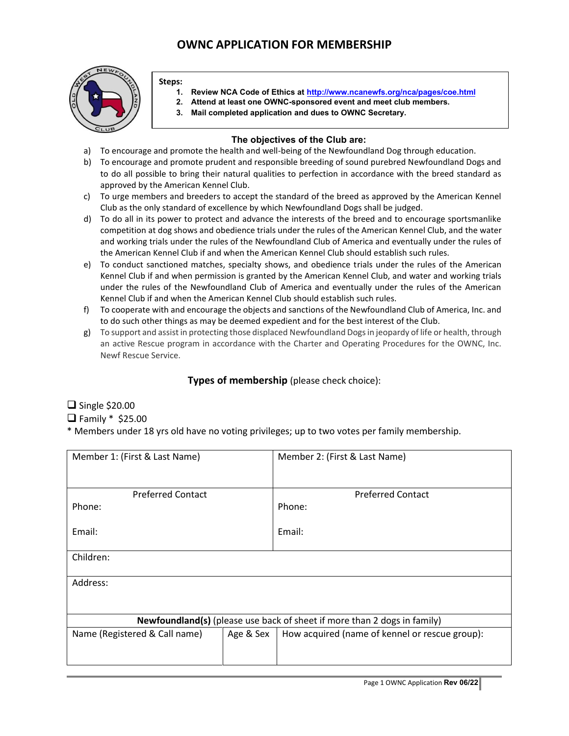# OWNC APPLICATION FOR MEMBERSHIP

**Steps:**

1. **Review NCA Code of Ethics at [http://www.ncanewfs.org/nca/pages/coe.html](http://www.ncanewfs.org/nca/pages/coe.html)**
2. **Attend at least one OWNC-sponsored event and meet club members.**
3. **Mail completed application and dues to OWNC Secretary.**

### The objectives of the Club are:

a) To encourage and promote the health and well-being of the Newfoundland Dog through education.

b) To encourage and promote prudent and responsible breeding of sound purebred Newfoundland Dogs and to do all possible to bring their natural qualities to perfection in accordance with the breed standard as approved by the American Kennel Club.

c) To urge members and breeders to accept the standard of the breed as approved by the American Kennel Club as the only standard of excellence by which Newfoundland Dogs shall be judged.

d) To do all in its power to protect and advance the interests of the breed and to encourage sportsmanlike competition at dog shows and obedience trials under the rules of the American Kennel Club, and the water and working trials under the rules of the Newfoundland Club of America and eventually under the rules of the American Kennel Club if and when the American Kennel Club should establish such rules.

e) To conduct sanctioned matches, specialty shows, and obedience trials under the rules of the American Kennel Club if and when permission is granted by the American Kennel Club, and water and working trials under the rules of the Newfoundland Club of America and eventually under the rules of the American Kennel Club if and when the American Kennel Club should establish such rules.

f) To cooperate with and encourage the objects and sanctions of the Newfoundland Club of America, Inc. and to do such other things as may be deemed expedient and for the best interest of the Club.

g) To support and assist in protecting those displaced Newfoundland Dogs in jeopardy of life or health, through an active Rescue program in accordance with the Charter and Operating Procedures for the OWNC, Inc. Newf Rescue Service.

**Types of membership** (please check choice):

- ❑ Single $20.00
- ❑ Family * $25.00

* Members under 18 yrs old have no voting privileges; up to two votes per family membership.

| | | |
|---|---|---|
| Member 1: (First & Last Name) | | Member 2: (First & Last Name) |
| Preferred Contact<br>Phone:<br><br>Email: | | Preferred Contact<br>Phone:<br><br>Email: |
| Children: | | |
| Address: | | |
| **Newfoundland(s)** (please use back of sheet if more than 2 dogs in family) | | |
| Name (Registered & Call name) | Age & Sex | How acquired (name of kennel or rescue group): |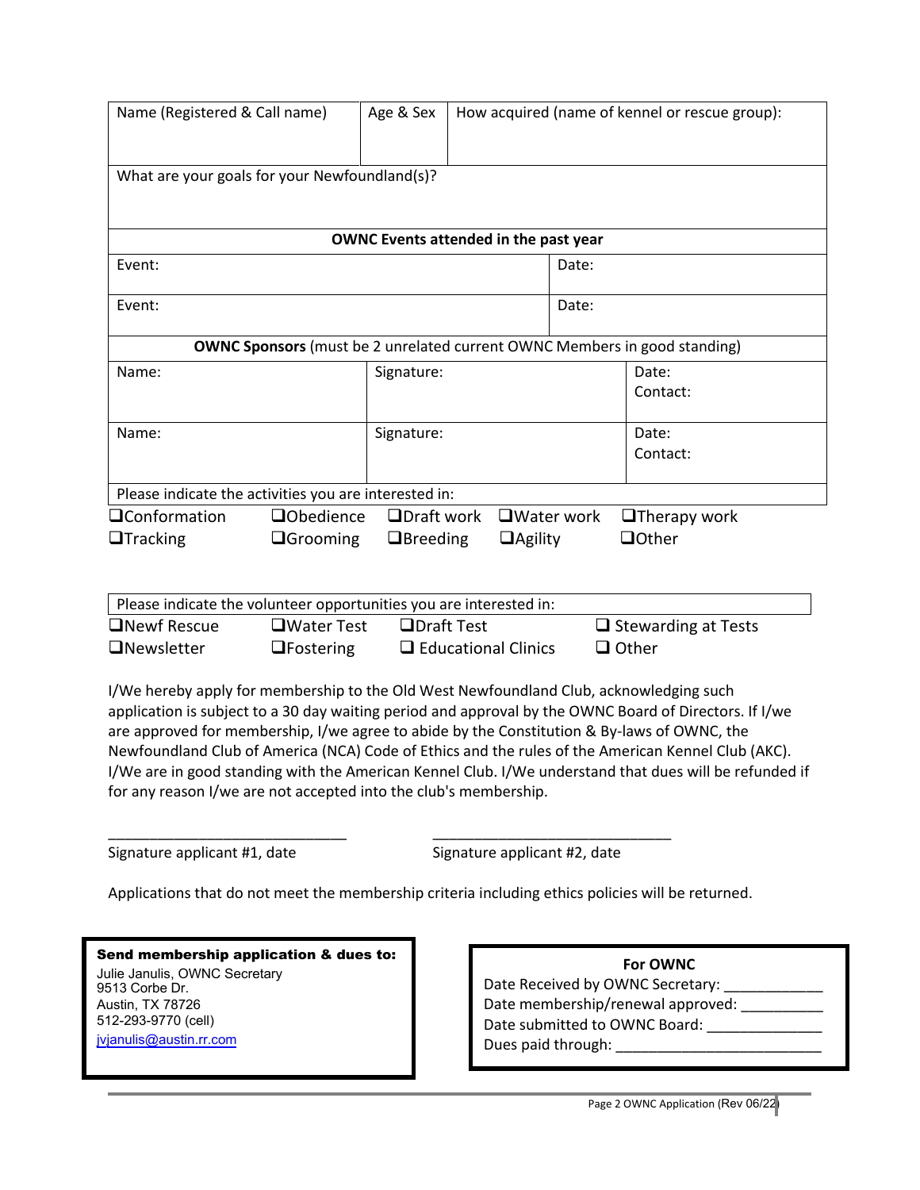| Name (Registered & Call name) | Age & Sex | How acquired (name of kennel or rescue group): |
|---|---|---|
| What are your goals for your Newfoundland(s)? | | |

| **OWNC Events attended in the past year** | |
|---|---|
| Event: | Date: |
| Event: | Date: |

| **OWNC Sponsors** (must be 2 unrelated current OWNC Members in good standing) | | |
|---|---|---|
| Name: | Signature: | Date:<br>Contact: |
| Name: | Signature: | Date:<br>Contact: |

Please indicate the activities you are interested in:

- ❑Conformation
- ❑Obedience
- ❑Draft work
- ❑Water work
- ❑Therapy work
- ❑Tracking
- ❑Grooming
- ❑Breeding
- ❑Agility
- ❑Other

Please indicate the volunteer opportunities you are interested in:

- ❑Newf Rescue
- ❑Water Test
- ❑Draft Test
- ❑ Stewarding at Tests
- ❑Newsletter
- ❑Fostering
- ❑ Educational Clinics
- ❑ Other

I/We hereby apply for membership to the Old West Newfoundland Club, acknowledging such application is subject to a 30 day waiting period and approval by the OWNC Board of Directors. If I/we are approved for membership, I/we agree to abide by the Constitution & By-laws of OWNC, the Newfoundland Club of America (NCA) Code of Ethics and the rules of the American Kennel Club (AKC). I/We are in good standing with the American Kennel Club. I/We understand that dues will be refunded if for any reason I/we are not accepted into the club's membership.

______________________________ Signature applicant #1, date

______________________________ Signature applicant #2, date

Applications that do not meet the membership criteria including ethics policies will be returned.

**Send membership application & dues to:**
Julie Janulis, OWNC Secretary
9513 Corbe Dr.
Austin, TX 78726
512-293-9770 (cell)
jvjanulis@austin.rr.com

**For OWNC**
Date Received by OWNC Secretary: ____________
Date membership/renewal approved: __________
Date submitted to OWNC Board: ______________
Dues paid through: _________________________

Page 2 OWNC Application (Rev 06/22)